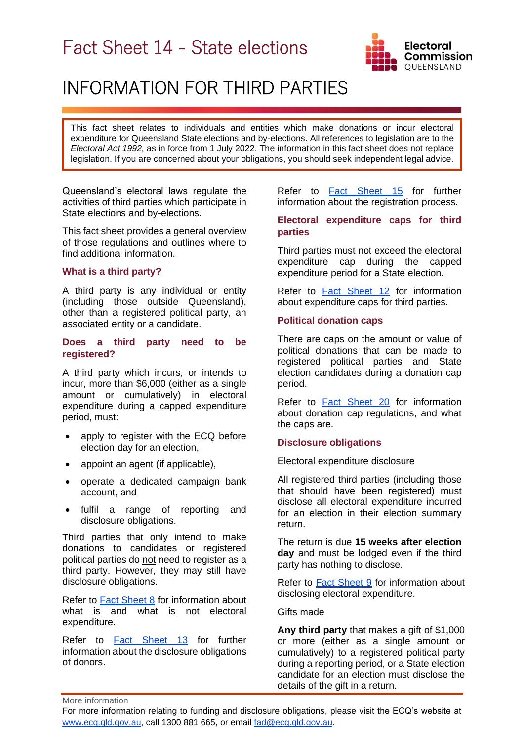# Fact Sheet 14 - State elections

# INFORMATION FOR THIRD PARTIES

This fact sheet relates to individuals and entities which make donations or incur electoral expenditure for Queensland State elections and by-elections. All references to legislation are to the *Electoral Act 1992,* as in force from 1 July 2022. The information in this fact sheet does not replace legislation. If you are concerned about your obligations, you should seek independent legal advice.

Queensland's electoral laws regulate the activities of third parties which participate in State elections and by-elections.

This fact sheet provides a general overview of those regulations and outlines where to find additional information.

### What is a third party?

A third party is any individual or entity (including those outside Queensland), other than a registered political party, an associated entity or a candidate.

### Does a third party need to be registered?

A third party which incurs, or intends to incur, more than $6,000 (either as a single amount or cumulatively) in electoral expenditure during a capped expenditure period, must:

- apply to register with the ECQ before election day for an election,
- appoint an agent (if applicable),
- operate a dedicated campaign bank account, and
- fulfil a range of reporting and disclosure obligations.

Third parties that only intend to make donations to candidates or registered political parties do not need to register as a third party. However, they may still have disclosure obligations.

Refer to Fact Sheet 8 for information about what is and what is not electoral expenditure.

Refer to Fact Sheet 13 for further information about the disclosure obligations of donors.

Refer to Fact Sheet 15 for further information about the registration process.

### Electoral expenditure caps for third parties

Third parties must not exceed the electoral expenditure cap during the capped expenditure period for a State election.

Refer to Fact Sheet 12 for information about expenditure caps for third parties.

### Political donation caps

There are caps on the amount or value of political donations that can be made to registered political parties and State election candidates during a donation cap period.

Refer to Fact Sheet 20 for information about donation cap regulations, and what the caps are.

### Disclosure obligations

Electoral expenditure disclosure

All registered third parties (including those that should have been registered) must disclose all electoral expenditure incurred for an election in their election summary return.

The return is due **15 weeks after election day** and must be lodged even if the third party has nothing to disclose.

Refer to Fact Sheet 9 for information about disclosing electoral expenditure.

Gifts made

**Any third party** that makes a gift of $1,000 or more (either as a single amount or cumulatively) to a registered political party during a reporting period, or a State election candidate for an election must disclose the details of the gift in a return.

More information

For more information relating to funding and disclosure obligations, please visit the ECQ's website at www.ecq.qld.gov.au, call 1300 881 665, or email fad@ecq.qld.gov.au.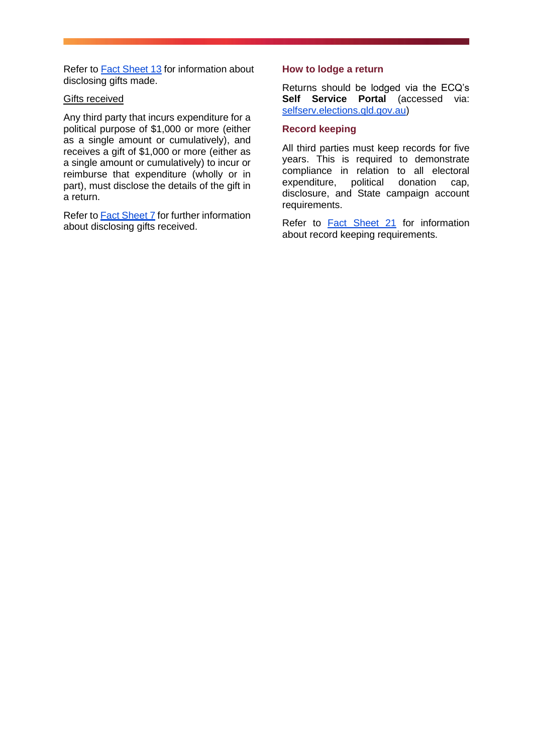Refer to [Fact Sheet 13](#) for information about disclosing gifts made.

<u>Gifts received</u>

Any third party that incurs expenditure for a political purpose of $1,000 or more (either as a single amount or cumulatively), and receives a gift of $1,000 or more (either as a single amount or cumulatively) to incur or reimburse that expenditure (wholly or in part), must disclose the details of the gift in a return.

Refer to [Fact Sheet 7](#) for further information about disclosing gifts received.

### How to lodge a return

Returns should be lodged via the ECQ's **Self Service Portal** (accessed via: [selfserv.elections.qld.gov.au](https://selfserv.elections.qld.gov.au))

### Record keeping

All third parties must keep records for five years. This is required to demonstrate compliance in relation to all electoral expenditure, political donation cap, disclosure, and State campaign account requirements.

Refer to [Fact Sheet 21](#) for information about record keeping requirements.